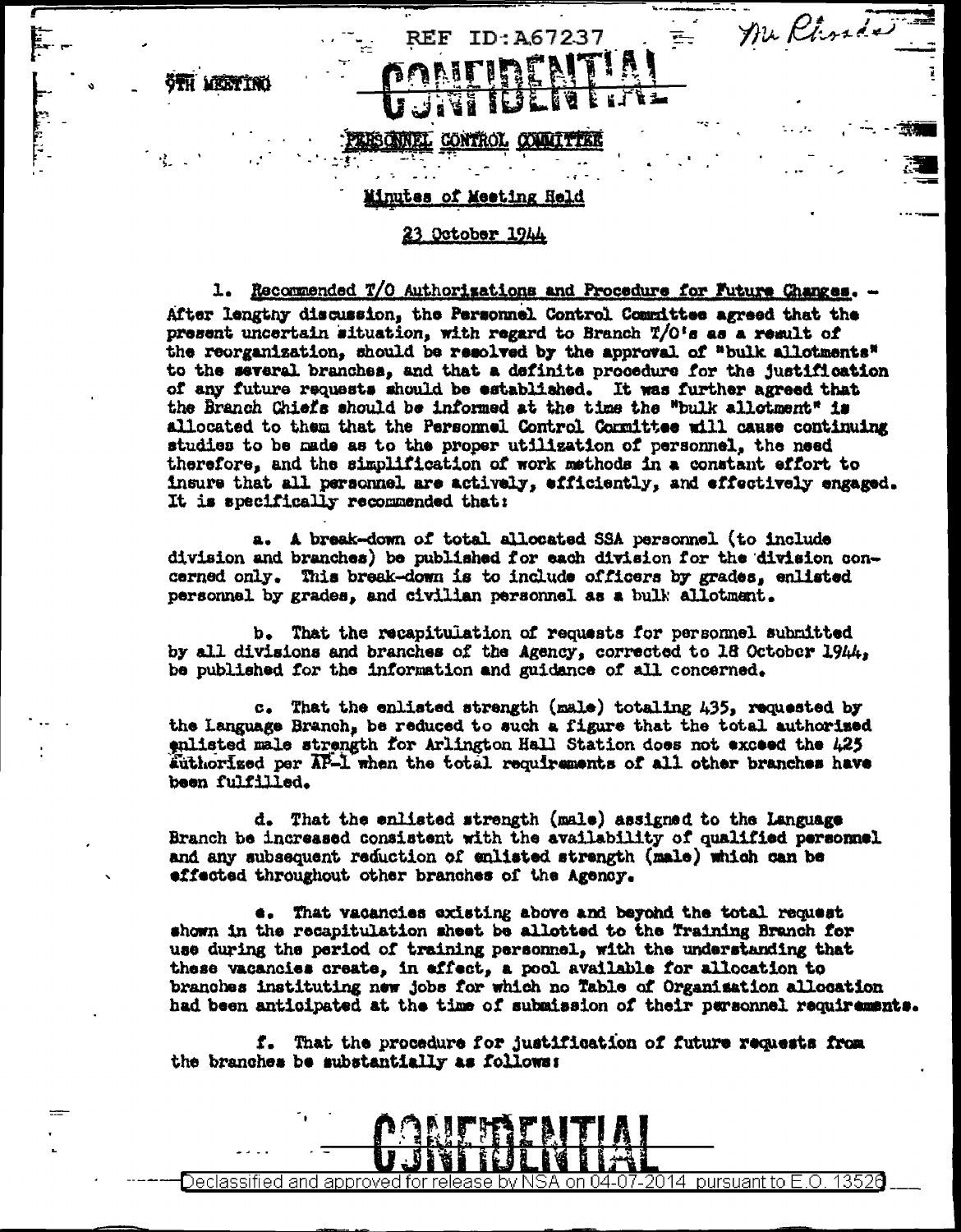REF ID:A67237

Mr Rhoads

9TH MEETING

CONFIDENTIAL

PERSONNEL CONTROL COMMITTEE

Minutes of Meeting Held

23 October 1944

1. Recommended T/O Authorizations and Procedure for Future Changes. - After lengthy discussion, the Personnel Control Committee agreed that the present uncertain situation, with regard to Branch T/O's as a result of the reorganization, should be resolved by the approval of "bulk allotments" to the several branches, and that a definite procedure for the justification of any future requests should be established. It was further agreed that the Branch Chiefs should be informed at the time the "bulk allotment" is allocated to them that the Personnel Control Committee will cause continuing studies to be made as to the proper utilization of personnel, the need therefore, and the simplification of work methods in a constant effort to insure that all personnel are actively, efficiently, and effectively engaged. It is specifically recommended that:

a. A break-down of total allocated SSA personnel (to include division and branches) be published for each division for the division concerned only. This break-down is to include officers by grades, enlisted personnel by grades, and civilian personnel as a bulk allotment.

b. That the recapitulation of requests for personnel submitted by all divisions and branches of the Agency, corrected to 18 October 1944, be published for the information and guidance of all concerned.

c. That the enlisted strength (male) totaling 435, requested by the Language Branch, be reduced to such a figure that the total authorized enlisted male strength for Arlington Hall Station does not exceed the 425 authorized per AP-1 when the total requirements of all other branches have been fulfilled.

d. That the enlisted strength (male) assigned to the Language Branch be increased consistent with the availability of qualified personnel and any subsequent reduction of enlisted strength (male) which can be effected throughout other branches of the Agency.

e. That vacancies existing above and beyond the total request shown in the recapitulation sheet be allotted to the Training Branch for use during the period of training personnel, with the understanding that these vacancies create, in effect, a pool available for allocation to branches instituting new jobs for which no Table of Organization allocation had been anticipated at the time of submission of their personnel requirements.

f. That the procedure for justification of future requests from the branches be substantially as follows:

CONFIDENTIAL

Declassified and approved for release by NSA on 04-07-2014 pursuant to E.O. 13526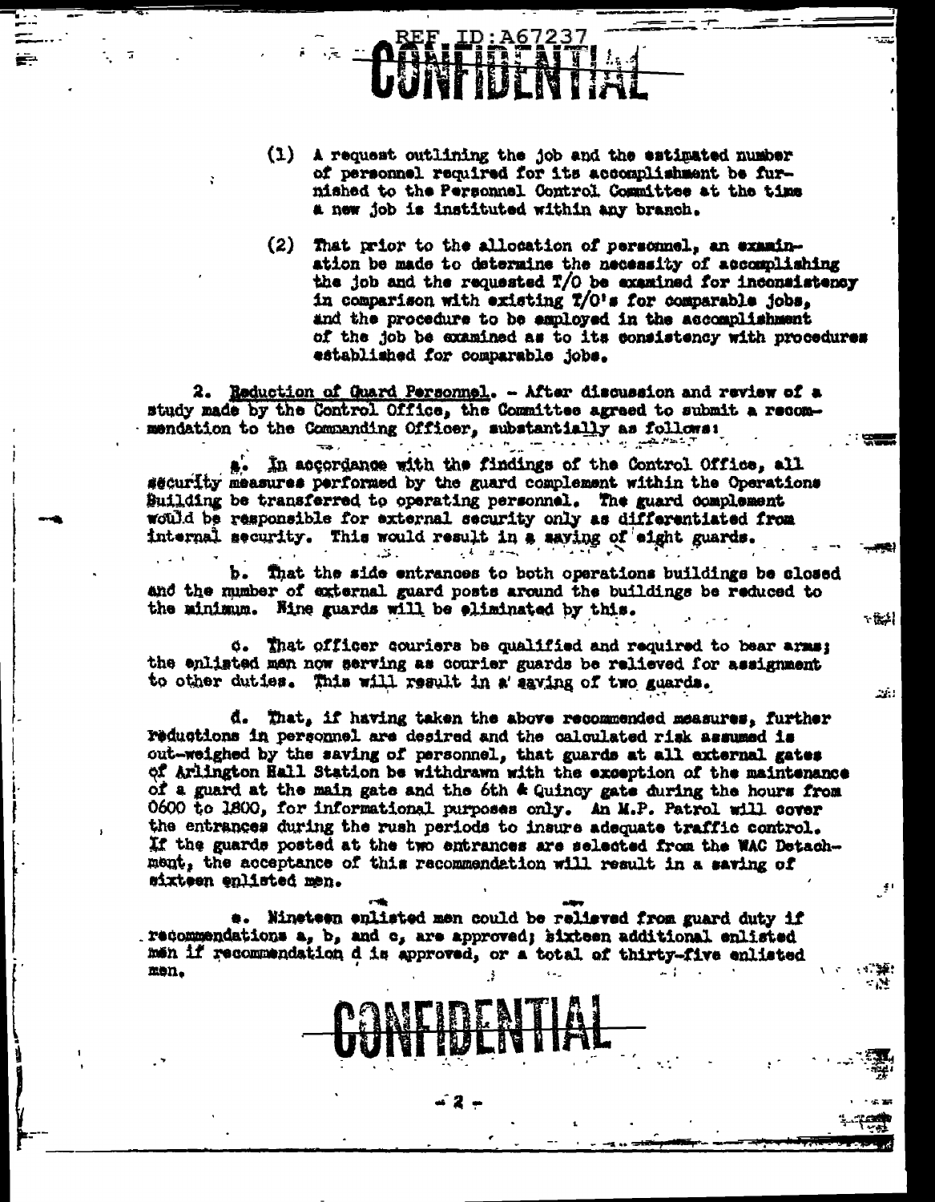(1) A request outlining the job and the estimated number of personnel required for its accomplishment be furnished to the Personnel Control Committee at the time a new job is instituted within any branch.

(2) That prior to the allocation of personnel, an examination be made to determine the necessity of accomplishing the job and the requested T/O be examined for inconsistency in comparison with existing T/O's for comparable jobs, and the procedure to be employed in the accomplishment of the job be examined as to its consistency with procedures established for comparable jobs.

2. Reduction of Guard Personnel. – After discussion and review of a study made by the Control Office, the Committee agreed to submit a recommendation to the Commanding Officer, substantially as follows:

a. In accordance with the findings of the Control Office, all security measures performed by the guard complement within the Operations Building be transferred to operating personnel. The guard complement would be responsible for external security only as differentiated from internal security. This would result in a saving of eight guards.

b. That the side entrances to both operations buildings be closed and the number of external guard posts around the buildings be reduced to the minimum. Nine guards will be eliminated by this.

c. That officer couriers be qualified and required to bear arms; the enlisted men now serving as courier guards be relieved for assignment to other duties. This will result in a saving of two guards.

d. That, if having taken the above recommended measures, further reductions in personnel are desired and the calculated risk assumed is out-weighed by the saving of personnel, that guards at all external gates of Arlington Hall Station be withdrawn with the exception of the maintenance of a guard at the main gate and the 6th & Quincy gate during the hours from 0600 to 1800, for informational purposes only. An M.P. Patrol will cover the entrances during the rush periods to insure adequate traffic control. If the guards posted at the two entrances are selected from the WAC Detachment, the acceptance of this recommendation will result in a saving of sixteen enlisted men.

e. Nineteen enlisted men could be relieved from guard duty if recommendations a, b, and c, are approved; sixteen additional enlisted men if recommendation d is approved, or a total of thirty-five enlisted men.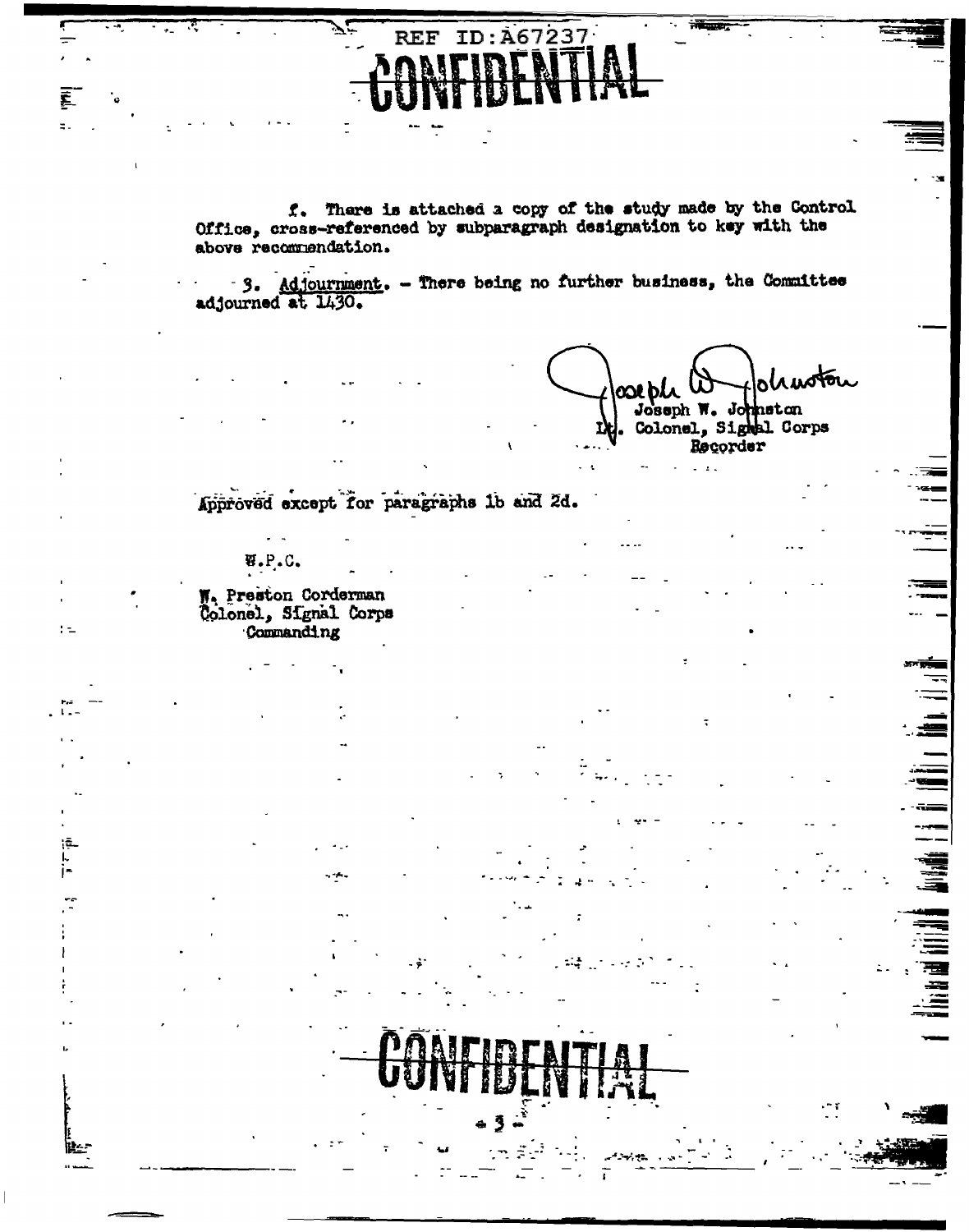REF ID:A67237

CONFIDENTIAL

f. There is attached a copy of the study made by the Control Office, cross-referenced by subparagraph designation to key with the above recommendation.

3. Adjournment. - There being no further business, the Committee adjourned at 1430.

Joseph W. Johnston
Joseph W. Johnston
Lt. Colonel, Signal Corps
Recorder

Approved except for paragraphs 1b and 2d.

W.P.C.

W. Preston Corderman
Colonel, Signal Corps
Commanding

CONFIDENTIAL